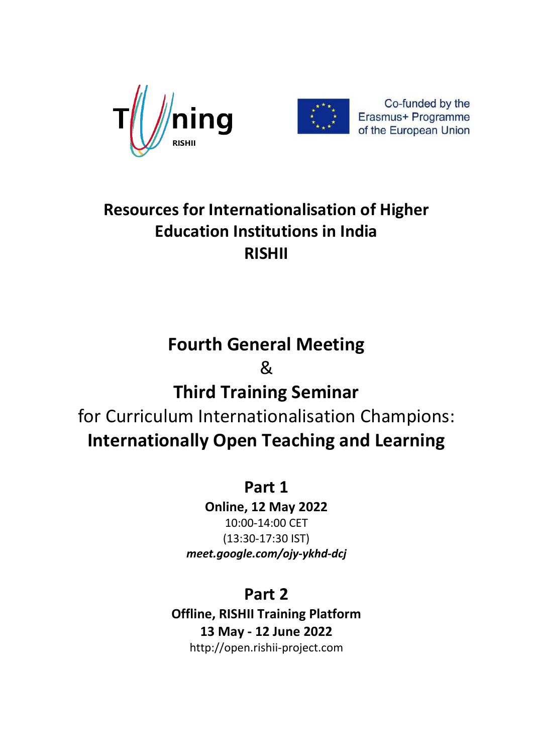Tuning RISHII

Co-funded by the Erasmus+ Programme of the European Union

# Resources for Internationalisation of Higher Education Institutions in India RISHII

## Fourth General Meeting & Third Training Seminar

for Curriculum Internationalisation Champions: **Internationally Open Teaching and Learning**

## Part 1

**Online, 12 May 2022**

10:00-14:00 CET

(13:30-17:30 IST)

***meet.google.com/ojy-ykhd-dcj***

## Part 2

**Offline, RISHII Training Platform**

**13 May - 12 June 2022**

http://open.rishii-project.com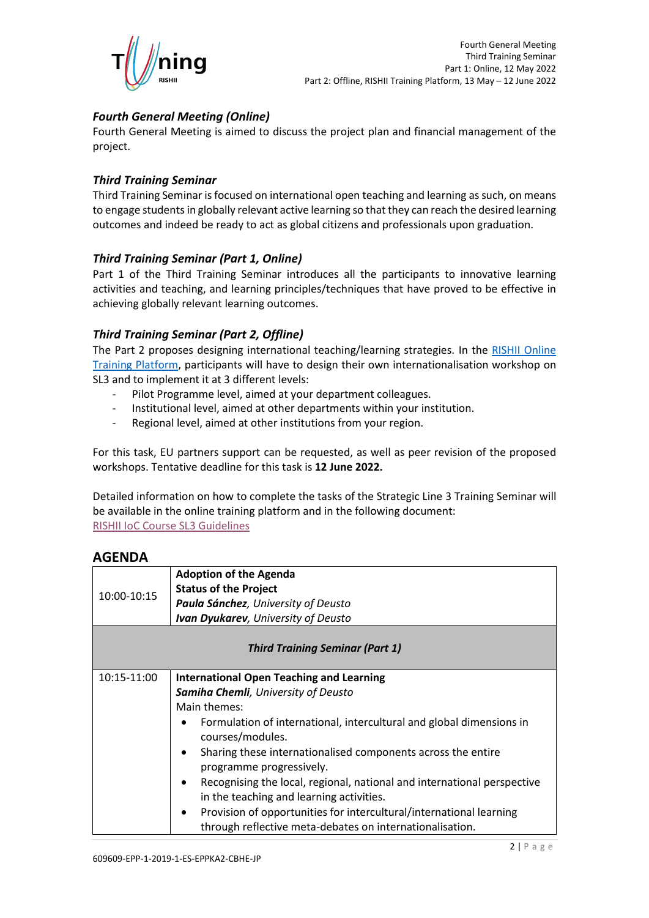### *Fourth General Meeting (Online)*

Fourth General Meeting is aimed to discuss the project plan and financial management of the project.

### *Third Training Seminar*

Third Training Seminar is focused on international open teaching and learning as such, on means to engage students in globally relevant active learning so that they can reach the desired learning outcomes and indeed be ready to act as global citizens and professionals upon graduation.

### *Third Training Seminar (Part 1, Online)*

Part 1 of the Third Training Seminar introduces all the participants to innovative learning activities and teaching, and learning principles/techniques that have proved to be effective in achieving globally relevant learning outcomes.

### *Third Training Seminar (Part 2, Offline)*

The Part 2 proposes designing international teaching/learning strategies. In the RISHII Online Training Platform, participants will have to design their own internationalisation workshop on SL3 and to implement it at 3 different levels:

- Pilot Programme level, aimed at your department colleagues.
- Institutional level, aimed at other departments within your institution.
- Regional level, aimed at other institutions from your region.

For this task, EU partners support can be requested, as well as peer revision of the proposed workshops. Tentative deadline for this task is **12 June 2022.**

Detailed information on how to complete the tasks of the Strategic Line 3 Training Seminar will be available in the online training platform and in the following document: RISHII IoC Course SL3 Guidelines

## AGENDA

| | |
|---|---|
| 10:00-10:15 | **Adoption of the Agenda**<br>**Status of the Project**<br>***Paula Sánchez****, University of Deusto*<br>***Ivan Dyukarev****, University of Deusto* |
| ***Third Training Seminar (Part 1)*** | |
| 10:15-11:00 | **International Open Teaching and Learning**<br>***Samiha Chemli****, University of Deusto*<br>Main themes:<br>• Formulation of international, intercultural and global dimensions in courses/modules.<br>• Sharing these internationalised components across the entire programme progressively.<br>• Recognising the local, regional, national and international perspective in the teaching and learning activities.<br>• Provision of opportunities for intercultural/international learning through reflective meta-debates on internationalisation. |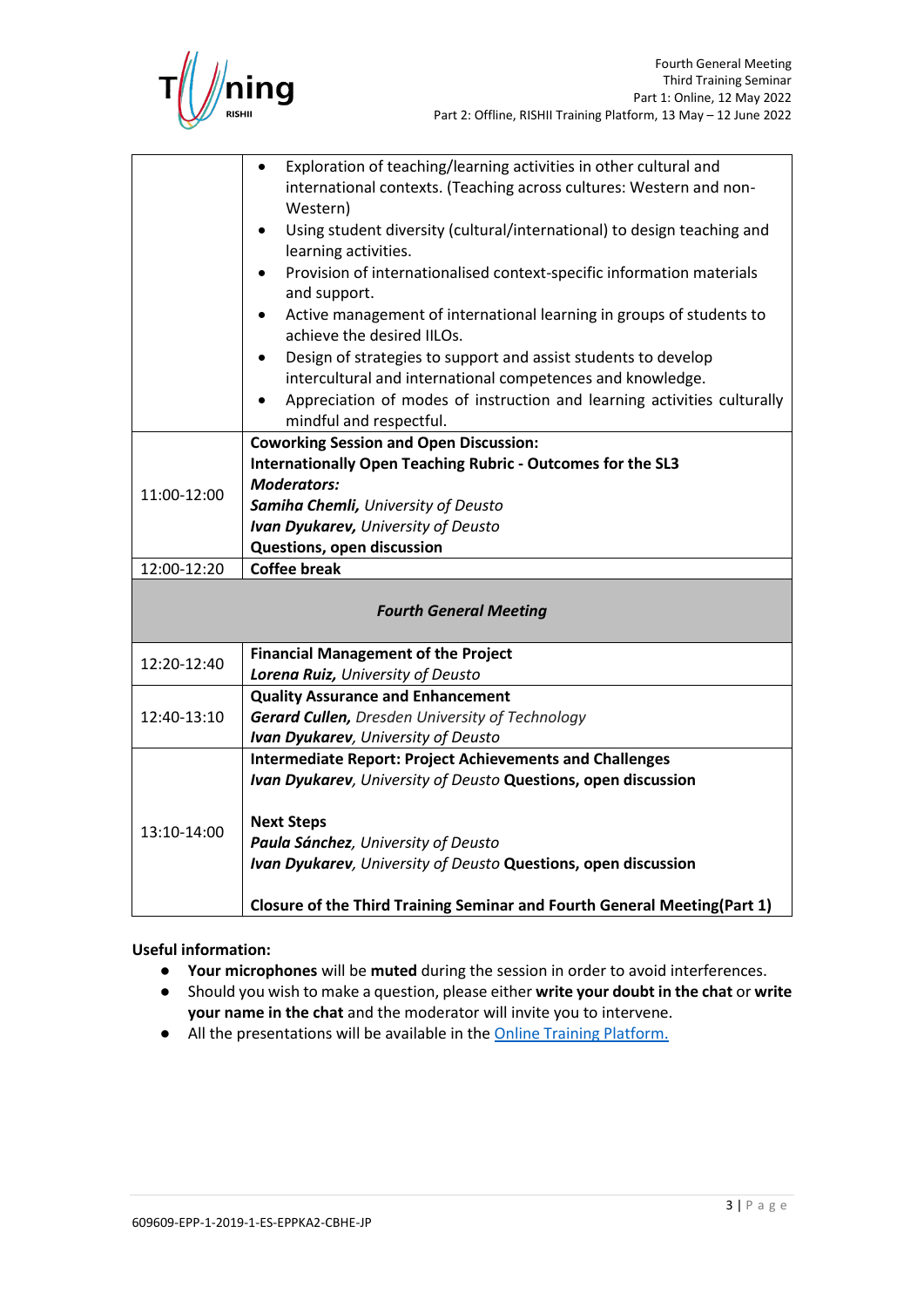| | |
|---|---|
| | • Exploration of teaching/learning activities in other cultural and international contexts. (Teaching across cultures: Western and non-Western)<br>• Using student diversity (cultural/international) to design teaching and learning activities.<br>• Provision of internationalised context-specific information materials and support.<br>• Active management of international learning in groups of students to achieve the desired IILOs.<br>• Design of strategies to support and assist students to develop intercultural and international competences and knowledge.<br>• Appreciation of modes of instruction and learning activities culturally mindful and respectful. |
| 11:00-12:00 | **Coworking Session and Open Discussion:**<br>**Internationally Open Teaching Rubric - Outcomes for the SL3**<br>***Moderators:***<br>***Samiha Chemli,*** *University of Deusto*<br>***Ivan Dyukarev,*** *University of Deusto*<br>**Questions, open discussion** |
| 12:00-12:20 | **Coffee break** |
| ***Fourth General Meeting*** | |
| 12:20-12:40 | **Financial Management of the Project**<br>***Lorena Ruiz,*** *University of Deusto* |
| 12:40-13:10 | **Quality Assurance and Enhancement**<br>***Gerard Cullen,*** *Dresden University of Technology*<br>***Ivan Dyukarev,*** *University of Deusto* |
| 13:10-14:00 | **Intermediate Report: Project Achievements and Challenges**<br>***Ivan Dyukarev,*** *University of Deusto* **Questions, open discussion**<br><br>**Next Steps**<br>***Paula Sánchez,*** *University of Deusto*<br>***Ivan Dyukarev,*** *University of Deusto* **Questions, open discussion**<br><br>**Closure of the Third Training Seminar and Fourth General Meeting(Part 1)** |

**Useful information:**

- **Your microphones** will be **muted** during the session in order to avoid interferences.
- Should you wish to make a question, please either **write your doubt in the chat** or **write your name in the chat** and the moderator will invite you to intervene.
- All the presentations will be available in the Online Training Platform.

609609-EPP-1-2019-1-ES-EPPKA2-CBHE-JP